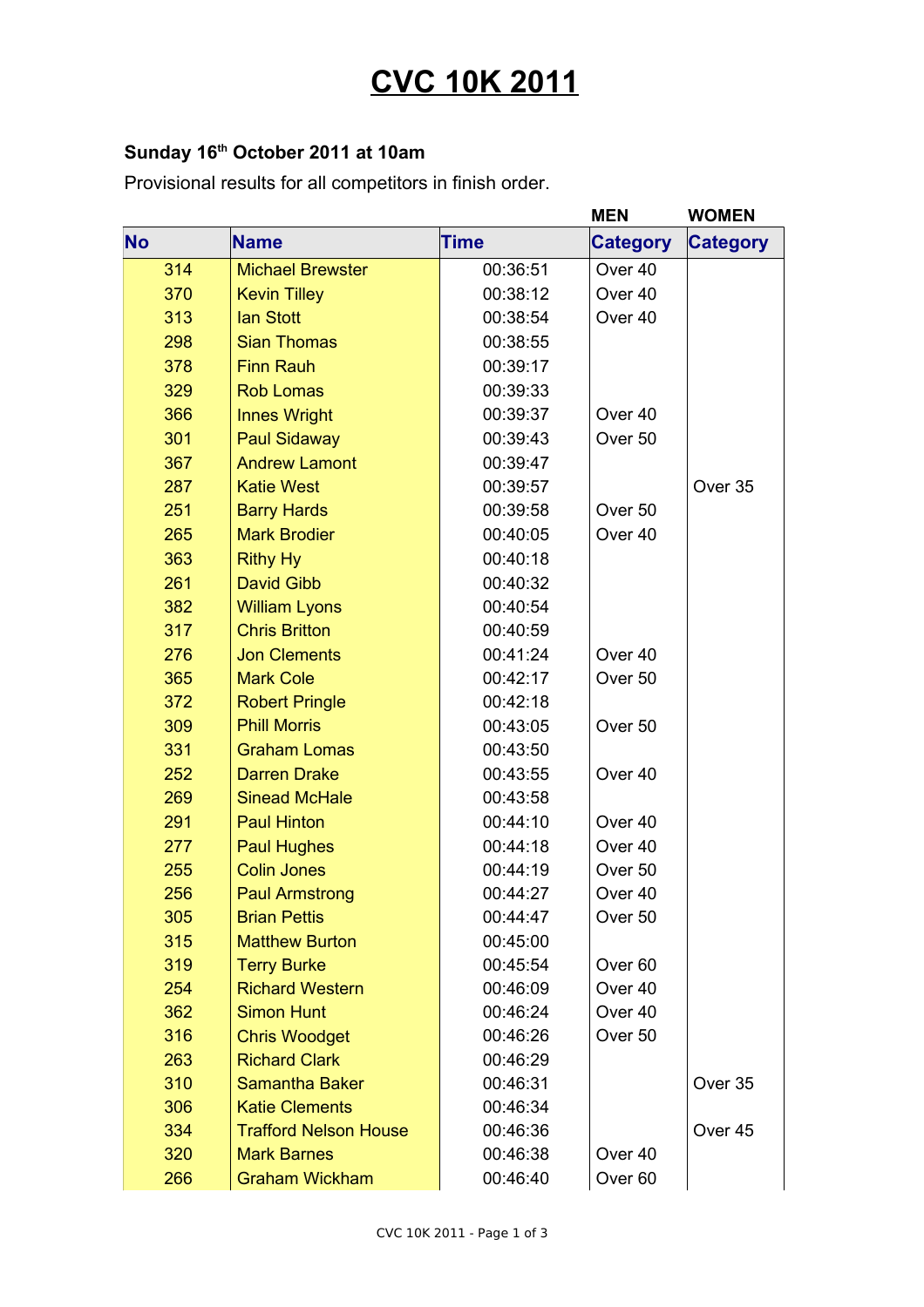# CVC 10K 2011

**Sunday 16th October 2011 at 10am**

Provisional results for all competitors in finish order.

| No | Name | Time | MEN Category | WOMEN Category |
|---|---|---|---|---|
| 314 | Michael Brewster | 00:36:51 | Over 40 | |
| 370 | Kevin Tilley | 00:38:12 | Over 40 | |
| 313 | Ian Stott | 00:38:54 | Over 40 | |
| 298 | Sian Thomas | 00:38:55 | | |
| 378 | Finn Rauh | 00:39:17 | | |
| 329 | Rob Lomas | 00:39:33 | | |
| 366 | Innes Wright | 00:39:37 | Over 40 | |
| 301 | Paul Sidaway | 00:39:43 | Over 50 | |
| 367 | Andrew Lamont | 00:39:47 | | |
| 287 | Katie West | 00:39:57 | | Over 35 |
| 251 | Barry Hards | 00:39:58 | Over 50 | |
| 265 | Mark Brodier | 00:40:05 | Over 40 | |
| 363 | Rithy Hy | 00:40:18 | | |
| 261 | David Gibb | 00:40:32 | | |
| 382 | William Lyons | 00:40:54 | | |
| 317 | Chris Britton | 00:40:59 | | |
| 276 | Jon Clements | 00:41:24 | Over 40 | |
| 365 | Mark Cole | 00:42:17 | Over 50 | |
| 372 | Robert Pringle | 00:42:18 | | |
| 309 | Phill Morris | 00:43:05 | Over 50 | |
| 331 | Graham Lomas | 00:43:50 | | |
| 252 | Darren Drake | 00:43:55 | Over 40 | |
| 269 | Sinead McHale | 00:43:58 | | |
| 291 | Paul Hinton | 00:44:10 | Over 40 | |
| 277 | Paul Hughes | 00:44:18 | Over 40 | |
| 255 | Colin Jones | 00:44:19 | Over 50 | |
| 256 | Paul Armstrong | 00:44:27 | Over 40 | |
| 305 | Brian Pettis | 00:44:47 | Over 50 | |
| 315 | Matthew Burton | 00:45:00 | | |
| 319 | Terry Burke | 00:45:54 | Over 60 | |
| 254 | Richard Western | 00:46:09 | Over 40 | |
| 362 | Simon Hunt | 00:46:24 | Over 40 | |
| 316 | Chris Woodget | 00:46:26 | Over 50 | |
| 263 | Richard Clark | 00:46:29 | | |
| 310 | Samantha Baker | 00:46:31 | | Over 35 |
| 306 | Katie Clements | 00:46:34 | | |
| 334 | Trafford Nelson House | 00:46:36 | | Over 45 |
| 320 | Mark Barnes | 00:46:38 | Over 40 | |
| 266 | Graham Wickham | 00:46:40 | Over 60 | |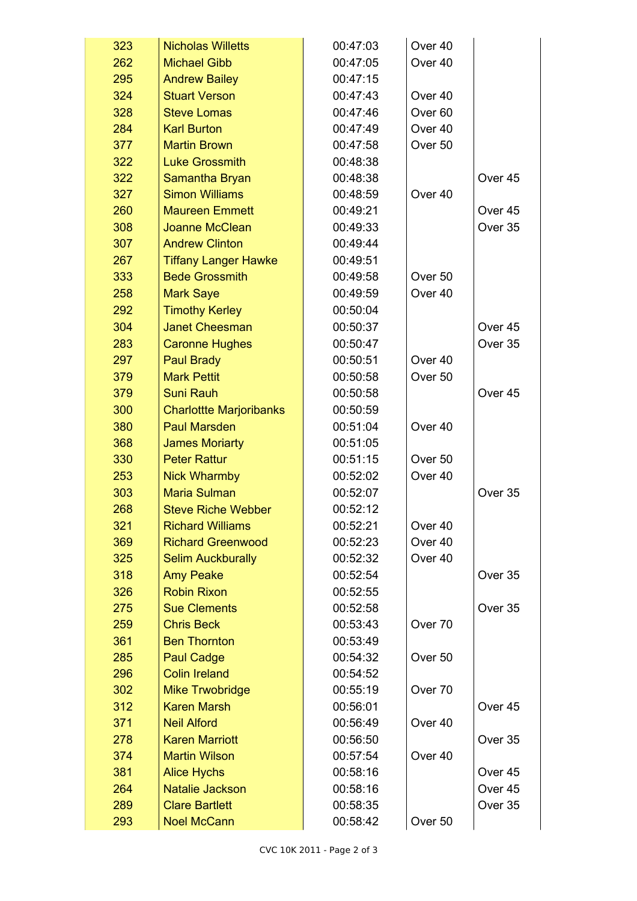| | | | | |
|---|---|---|---|---|
| 323 | Nicholas Willetts | 00:47:03 | Over 40 | |
| 262 | Michael Gibb | 00:47:05 | Over 40 | |
| 295 | Andrew Bailey | 00:47:15 | | |
| 324 | Stuart Verson | 00:47:43 | Over 40 | |
| 328 | Steve Lomas | 00:47:46 | Over 60 | |
| 284 | Karl Burton | 00:47:49 | Over 40 | |
| 377 | Martin Brown | 00:47:58 | Over 50 | |
| 322 | Luke Grossmith | 00:48:38 | | |
| 322 | Samantha Bryan | 00:48:38 | | Over 45 |
| 327 | Simon Williams | 00:48:59 | Over 40 | |
| 260 | Maureen Emmett | 00:49:21 | | Over 45 |
| 308 | Joanne McClean | 00:49:33 | | Over 35 |
| 307 | Andrew Clinton | 00:49:44 | | |
| 267 | Tiffany Langer Hawke | 00:49:51 | | |
| 333 | Bede Grossmith | 00:49:58 | Over 50 | |
| 258 | Mark Saye | 00:49:59 | Over 40 | |
| 292 | Timothy Kerley | 00:50:04 | | |
| 304 | Janet Cheesman | 00:50:37 | | Over 45 |
| 283 | Caronne Hughes | 00:50:47 | | Over 35 |
| 297 | Paul Brady | 00:50:51 | Over 40 | |
| 379 | Mark Pettit | 00:50:58 | Over 50 | |
| 379 | Suni Rauh | 00:50:58 | | Over 45 |
| 300 | Charlottte Marjoribanks | 00:50:59 | | |
| 380 | Paul Marsden | 00:51:04 | Over 40 | |
| 368 | James Moriarty | 00:51:05 | | |
| 330 | Peter Rattur | 00:51:15 | Over 50 | |
| 253 | Nick Wharmby | 00:52:02 | Over 40 | |
| 303 | Maria Sulman | 00:52:07 | | Over 35 |
| 268 | Steve Riche Webber | 00:52:12 | | |
| 321 | Richard Williams | 00:52:21 | Over 40 | |
| 369 | Richard Greenwood | 00:52:23 | Over 40 | |
| 325 | Selim Auckburally | 00:52:32 | Over 40 | |
| 318 | Amy Peake | 00:52:54 | | Over 35 |
| 326 | Robin Rixon | 00:52:55 | | |
| 275 | Sue Clements | 00:52:58 | | Over 35 |
| 259 | Chris Beck | 00:53:43 | Over 70 | |
| 361 | Ben Thornton | 00:53:49 | | |
| 285 | Paul Cadge | 00:54:32 | Over 50 | |
| 296 | Colin Ireland | 00:54:52 | | |
| 302 | Mike Trwobridge | 00:55:19 | Over 70 | |
| 312 | Karen Marsh | 00:56:01 | | Over 45 |
| 371 | Neil Alford | 00:56:49 | Over 40 | |
| 278 | Karen Marriott | 00:56:50 | | Over 35 |
| 374 | Martin Wilson | 00:57:54 | Over 40 | |
| 381 | Alice Hychs | 00:58:16 | | Over 45 |
| 264 | Natalie Jackson | 00:58:16 | | Over 45 |
| 289 | Clare Bartlett | 00:58:35 | | Over 35 |
| 293 | Noel McCann | 00:58:42 | Over 50 | |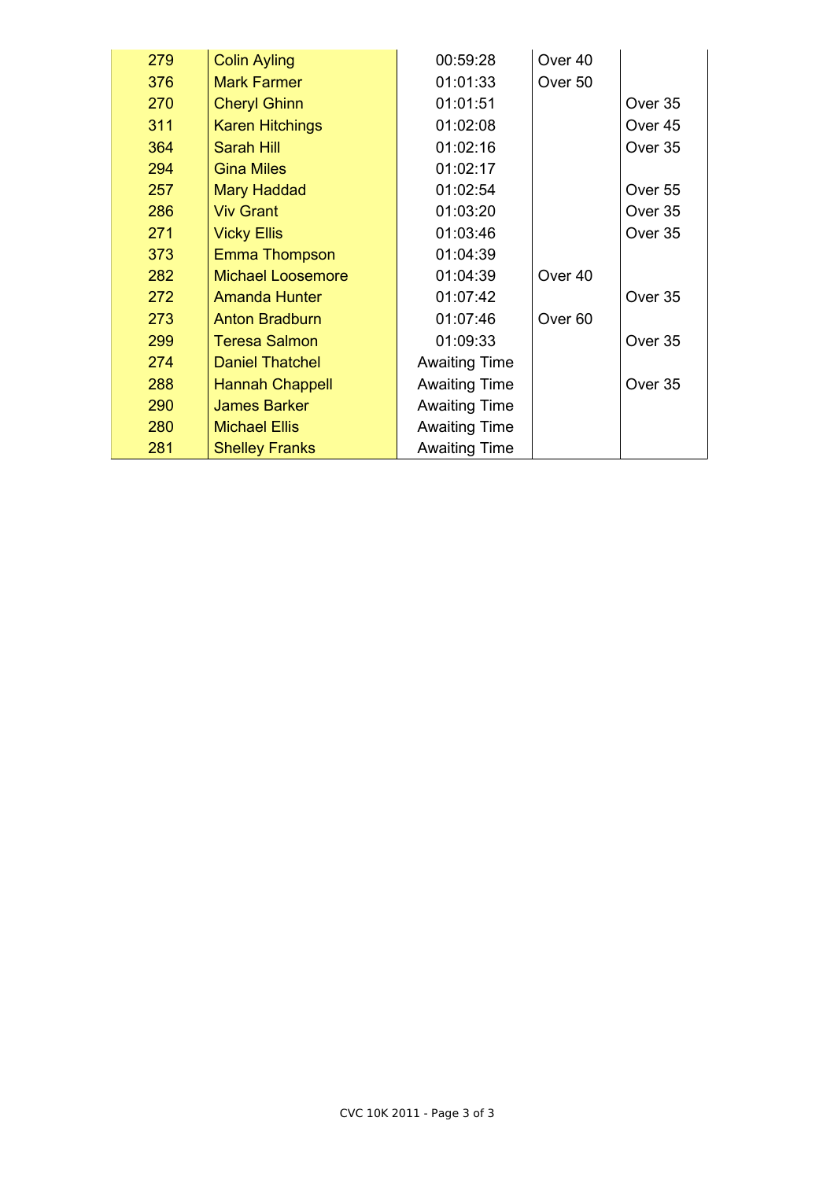| | | | | |
|---|---|---|---|---|
| 279 | Colin Ayling | 00:59:28 | Over 40 | |
| 376 | Mark Farmer | 01:01:33 | Over 50 | |
| 270 | Cheryl Ghinn | 01:01:51 | | Over 35 |
| 311 | Karen Hitchings | 01:02:08 | | Over 45 |
| 364 | Sarah Hill | 01:02:16 | | Over 35 |
| 294 | Gina Miles | 01:02:17 | | |
| 257 | Mary Haddad | 01:02:54 | | Over 55 |
| 286 | Viv Grant | 01:03:20 | | Over 35 |
| 271 | Vicky Ellis | 01:03:46 | | Over 35 |
| 373 | Emma Thompson | 01:04:39 | | |
| 282 | Michael Loosemore | 01:04:39 | Over 40 | |
| 272 | Amanda Hunter | 01:07:42 | | Over 35 |
| 273 | Anton Bradburn | 01:07:46 | Over 60 | |
| 299 | Teresa Salmon | 01:09:33 | | Over 35 |
| 274 | Daniel Thatchel | Awaiting Time | | |
| 288 | Hannah Chappell | Awaiting Time | | Over 35 |
| 290 | James Barker | Awaiting Time | | |
| 280 | Michael Ellis | Awaiting Time | | |
| 281 | Shelley Franks | Awaiting Time | | |